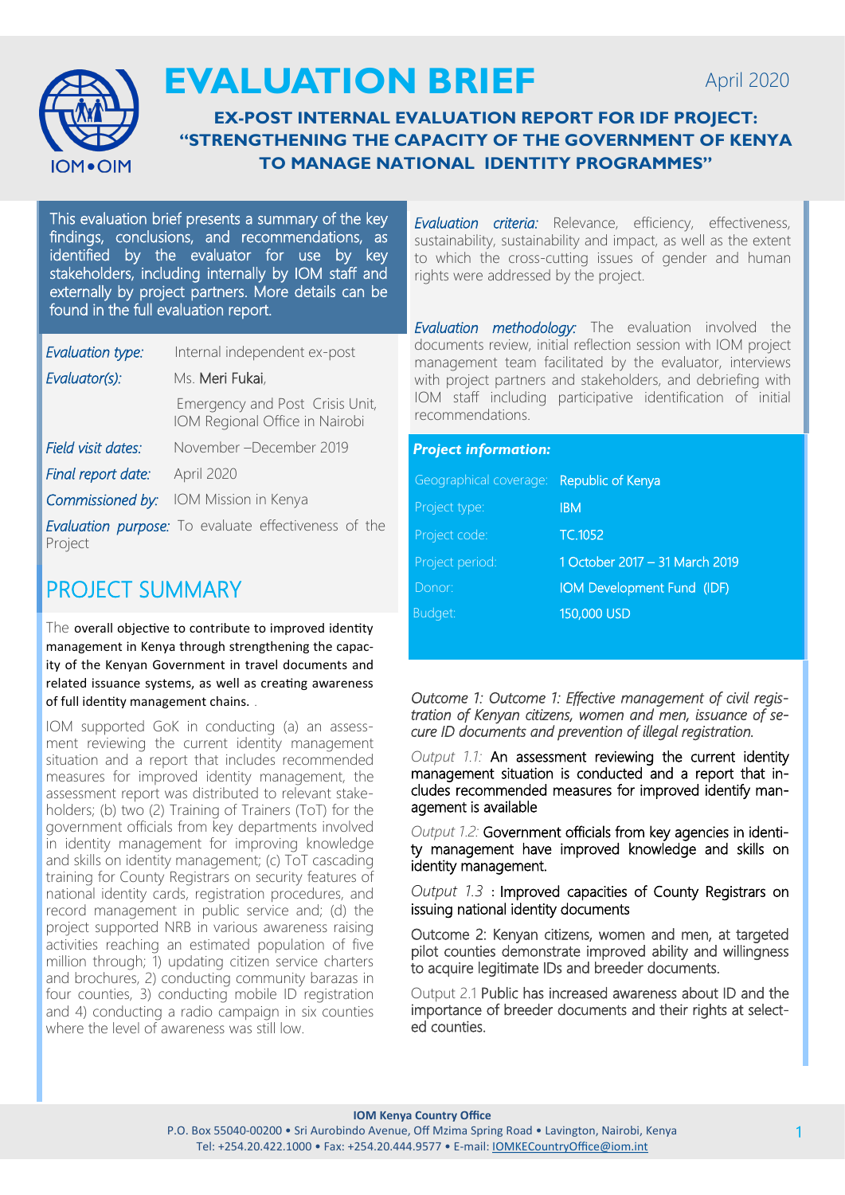# EVALUATION BRIEF

April 2020

## EX-POST INTERNAL EVALUATION REPORT FOR IDF PROJECT: "STRENGTHENING THE CAPACITY OF THE GOVERNMENT OF KENYA TO MANAGE NATIONAL IDENTITY PROGRAMMES"

This evaluation brief presents a summary of the key findings, conclusions, and recommendations, as identified by the evaluator for use by key stakeholders, including internally by IOM staff and externally by project partners. More details can be found in the full evaluation report.

| | |
|---|---|
| *Evaluation type:* | Internal independent ex-post |
| *Evaluator(s):* | Ms. Meri Fukai, Emergency and Post Crisis Unit, IOM Regional Office in Nairobi |
| *Field visit dates:* | November –December 2019 |
| *Final report date:* | April 2020 |
| *Commissioned by:* | IOM Mission in Kenya |

***Evaluation purpose:*** To evaluate effectiveness of the Project

*Evaluation criteria:* Relevance, efficiency, effectiveness, sustainability, sustainability and impact, as well as the extent to which the cross-cutting issues of gender and human rights were addressed by the project.

*Evaluation methodology:* The evaluation involved the documents review, initial reflection session with IOM project management team facilitated by the evaluator, interviews with project partners and stakeholders, and debriefing with IOM staff including participative identification of initial recommendations.

***Project information:***

| | |
|---|---|
| Geographical coverage: | Republic of Kenya |
| Project type: | IBM |
| Project code: | TC.1052 |
| Project period: | 1 October 2017 – 31 March 2019 |
| Donor: | IOM Development Fund (IDF) |
| Budget: | 150,000 USD |

## PROJECT SUMMARY

The overall objective to contribute to improved identity management in Kenya through strengthening the capacity of the Kenyan Government in travel documents and related issuance systems, as well as creating awareness of full identity management chains. .

IOM supported GoK in conducting (a) an assessment reviewing the current identity management situation and a report that includes recommended measures for improved identity management, the assessment report was distributed to relevant stakeholders; (b) two (2) Training of Trainers (ToT) for the government officials from key departments involved in identity management for improving knowledge and skills on identity management; (c) ToT cascading training for County Registrars on security features of national identity cards, registration procedures, and record management in public service and; (d) the project supported NRB in various awareness raising activities reaching an estimated population of five million through; 1) updating citizen service charters and brochures, 2) conducting community barazas in four counties, 3) conducting mobile ID registration and 4) conducting a radio campaign in six counties where the level of awareness was still low.

*Outcome 1: Outcome 1: Effective management of civil registration of Kenyan citizens, women and men, issuance of secure ID documents and prevention of illegal registration.*

*Output 1.1:* An assessment reviewing the current identity management situation is conducted and a report that includes recommended measures for improved identify management is available

*Output 1.2:* Government officials from key agencies in identity management have improved knowledge and skills on identity management.

*Output 1.3* : Improved capacities of County Registrars on issuing national identity documents

Outcome 2: Kenyan citizens, women and men, at targeted pilot counties demonstrate improved ability and willingness to acquire legitimate IDs and breeder documents.

Output 2.1 Public has increased awareness about ID and the importance of breeder documents and their rights at selected counties.

**IOM Kenya Country Office**
P.O. Box 55040-00200 • Sri Aurobindo Avenue, Off Mzima Spring Road • Lavington, Nairobi, Kenya
Tel: +254.20.422.1000 • Fax: +254.20.444.9577 • E-mail: IOMKECountryOffice@iom.int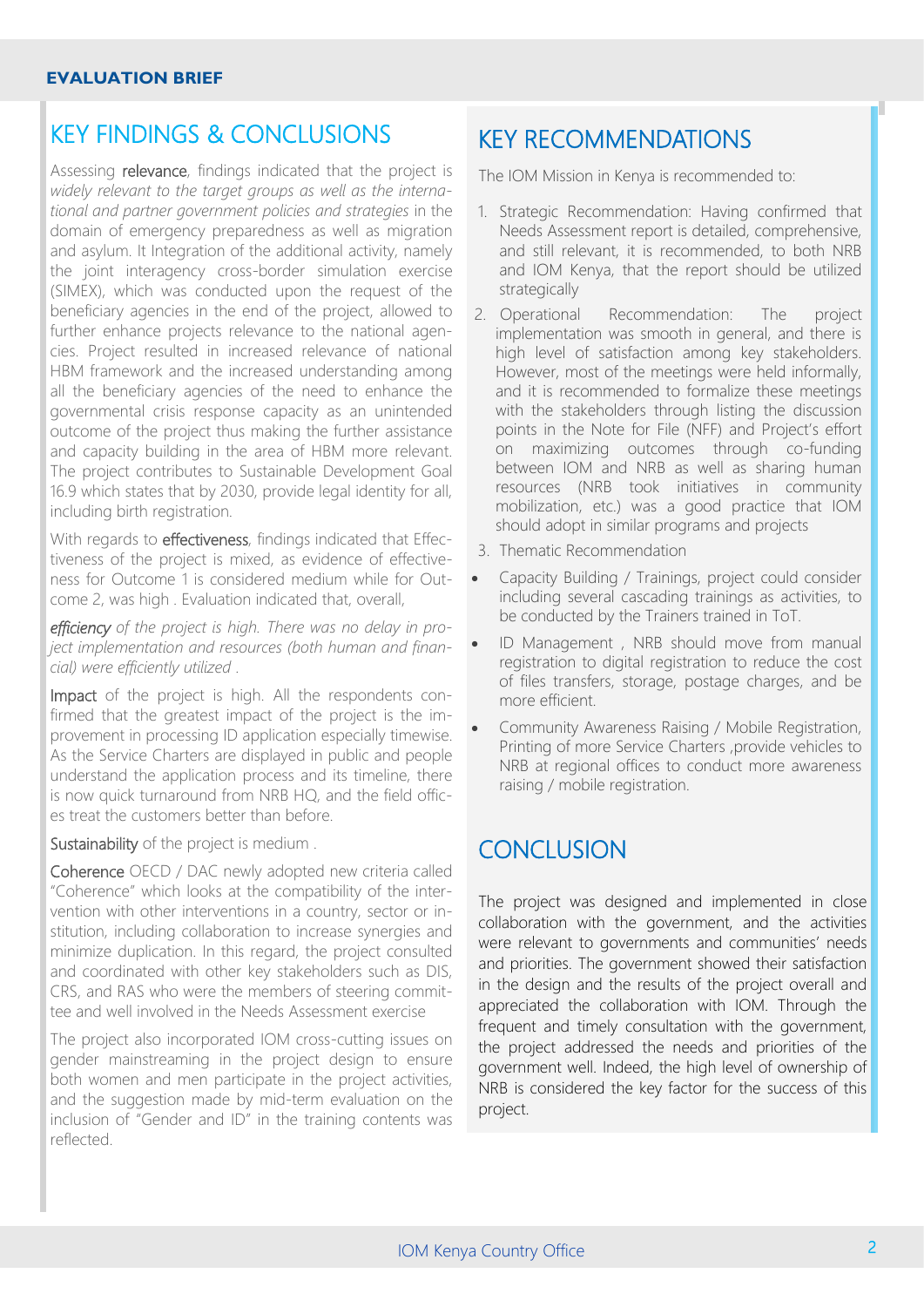## KEY FINDINGS & CONCLUSIONS

Assessing **relevance**, findings indicated that the project is *widely relevant to the target groups as well as the international and partner government policies and strategies* in the domain of emergency preparedness as well as migration and asylum. It Integration of the additional activity, namely the joint interagency cross-border simulation exercise (SIMEX), which was conducted upon the request of the beneficiary agencies in the end of the project, allowed to further enhance projects relevance to the national agencies. Project resulted in increased relevance of national HBM framework and the increased understanding among all the beneficiary agencies of the need to enhance the governmental crisis response capacity as an unintended outcome of the project thus making the further assistance and capacity building in the area of HBM more relevant. The project contributes to Sustainable Development Goal 16.9 which states that by 2030, provide legal identity for all, including birth registration.

With regards to **effectiveness**, findings indicated that Effectiveness of the project is mixed, as evidence of effectiveness for Outcome 1 is considered medium while for Outcome 2, was high . Evaluation indicated that, overall,

***efficiency** of the project is high. There was no delay in project implementation and resources (both human and financial) were efficiently utilized .*

**Impact** of the project is high. All the respondents confirmed that the greatest impact of the project is the improvement in processing ID application especially timewise. As the Service Charters are displayed in public and people understand the application process and its timeline, there is now quick turnaround from NRB HQ, and the field offices treat the customers better than before.

**Sustainability** of the project is medium .

**Coherence** OECD / DAC newly adopted new criteria called "Coherence" which looks at the compatibility of the intervention with other interventions in a country, sector or institution, including collaboration to increase synergies and minimize duplication. In this regard, the project consulted and coordinated with other key stakeholders such as DIS, CRS, and RAS who were the members of steering committee and well involved in the Needs Assessment exercise

The project also incorporated IOM cross-cutting issues on gender mainstreaming in the project design to ensure both women and men participate in the project activities, and the suggestion made by mid-term evaluation on the inclusion of "Gender and ID" in the training contents was reflected.

## KEY RECOMMENDATIONS

The IOM Mission in Kenya is recommended to:

1. Strategic Recommendation: Having confirmed that Needs Assessment report is detailed, comprehensive, and still relevant, it is recommended, to both NRB and IOM Kenya, that the report should be utilized strategically
2. Operational Recommendation: The project implementation was smooth in general, and there is high level of satisfaction among key stakeholders. However, most of the meetings were held informally, and it is recommended to formalize these meetings with the stakeholders through listing the discussion points in the Note for File (NFF) and Project's effort on maximizing outcomes through co-funding between IOM and NRB as well as sharing human resources (NRB took initiatives in community mobilization, etc.) was a good practice that IOM should adopt in similar programs and projects
3. Thematic Recommendation

- Capacity Building / Trainings, project could consider including several cascading trainings as activities, to be conducted by the Trainers trained in ToT.
- ID Management , NRB should move from manual registration to digital registration to reduce the cost of files transfers, storage, postage charges, and be more efficient.
- Community Awareness Raising / Mobile Registration, Printing of more Service Charters ,provide vehicles to NRB at regional offices to conduct more awareness raising / mobile registration.

## CONCLUSION

The project was designed and implemented in close collaboration with the government, and the activities were relevant to governments and communities' needs and priorities. The government showed their satisfaction in the design and the results of the project overall and appreciated the collaboration with IOM. Through the frequent and timely consultation with the government, the project addressed the needs and priorities of the government well. Indeed, the high level of ownership of NRB is considered the key factor for the success of this project.